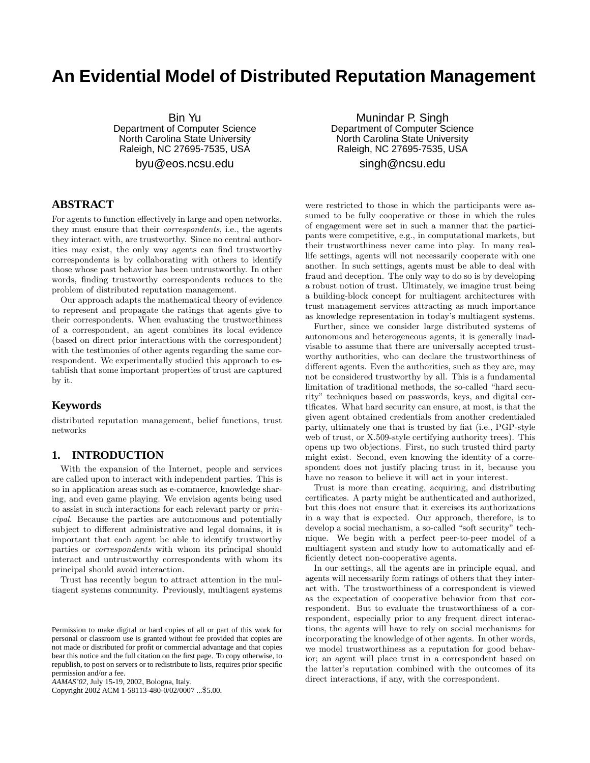# An Evidential Model of Distributed Reputation Management

Bin Yu
Department of Computer Science
North Carolina State University
Raleigh, NC 27695-7535, USA
byu@eos.ncsu.edu

Munindar P. Singh
Department of Computer Science
North Carolina State University
Raleigh, NC 27695-7535, USA
singh@ncsu.edu

## ABSTRACT

For agents to function effectively in large and open networks, they must ensure that their *correspondents*, i.e., the agents they interact with, are trustworthy. Since no central authorities may exist, the only way agents can find trustworthy correspondents is by collaborating with others to identify those whose past behavior has been untrustworthy. In other words, finding trustworthy correspondents reduces to the problem of distributed reputation management.

Our approach adapts the mathematical theory of evidence to represent and propagate the ratings that agents give to their correspondents. When evaluating the trustworthiness of a correspondent, an agent combines its local evidence (based on direct prior interactions with the correspondent) with the testimonies of other agents regarding the same correspondent. We experimentally studied this approach to establish that some important properties of trust are captured by it.

## Keywords

distributed reputation management, belief functions, trust networks

## 1. INTRODUCTION

With the expansion of the Internet, people and services are called upon to interact with independent parties. This is so in application areas such as e-commerce, knowledge sharing, and even game playing. We envision agents being used to assist in such interactions for each relevant party or *principal*. Because the parties are autonomous and potentially subject to different administrative and legal domains, it is important that each agent be able to identify trustworthy parties or *correspondents* with whom its principal should interact and untrustworthy correspondents with whom its principal should avoid interaction.

Trust has recently begun to attract attention in the multiagent systems community. Previously, multiagent systems were restricted to those in which the participants were assumed to be fully cooperative or those in which the rules of engagement were set in such a manner that the participants were competitive, e.g., in computational markets, but their trustworthiness never came into play. In many real-life settings, agents will not necessarily cooperate with one another. In such settings, agents must be able to deal with fraud and deception. The only way to do so is by developing a robust notion of trust. Ultimately, we imagine trust being a building-block concept for multiagent architectures with trust management services attracting as much importance as knowledge representation in today's multiagent systems.

Further, since we consider large distributed systems of autonomous and heterogeneous agents, it is generally inadvisable to assume that there are universally accepted trustworthy authorities, who can declare the trustworthiness of different agents. Even the authorities, such as they are, may not be considered trustworthy by all. This is a fundamental limitation of traditional methods, the so-called "hard security" techniques based on passwords, keys, and digital certificates. What hard security can ensure, at most, is that the given agent obtained credentials from another credentialed party, ultimately one that is trusted by fiat (i.e., PGP-style web of trust, or X.509-style certifying authority trees). This opens up two objections. First, no such trusted third party might exist. Second, even knowing the identity of a correspondent does not justify placing trust in it, because you have no reason to believe it will act in your interest.

Trust is more than creating, acquiring, and distributing certificates. A party might be authenticated and authorized, but this does not ensure that it exercises its authorizations in a way that is expected. Our approach, therefore, is to develop a social mechanism, a so-called "soft security" technique. We begin with a perfect peer-to-peer model of a multiagent system and study how to automatically and efficiently detect non-cooperative agents.

In our settings, all the agents are in principle equal, and agents will necessarily form ratings of others that they interact with. The trustworthiness of a correspondent is viewed as the expectation of cooperative behavior from that correspondent. But to evaluate the trustworthiness of a correspondent, especially prior to any frequent direct interactions, the agents will have to rely on social mechanisms for incorporating the knowledge of other agents. In other words, we model trustworthiness as a reputation for good behavior; an agent will place trust in a correspondent based on the latter's reputation combined with the outcomes of its direct interactions, if any, with the correspondent.

Permission to make digital or hard copies of all or part of this work for personal or classroom use is granted without fee provided that copies are not made or distributed for profit or commercial advantage and that copies bear this notice and the full citation on the first page. To copy otherwise, to republish, to post on servers or to redistribute to lists, requires prior specific permission and/or a fee.
*AAMAS'02*, July 15-19, 2002, Bologna, Italy.
Copyright 2002 ACM 1-58113-480-0/02/0007 ...$5.00.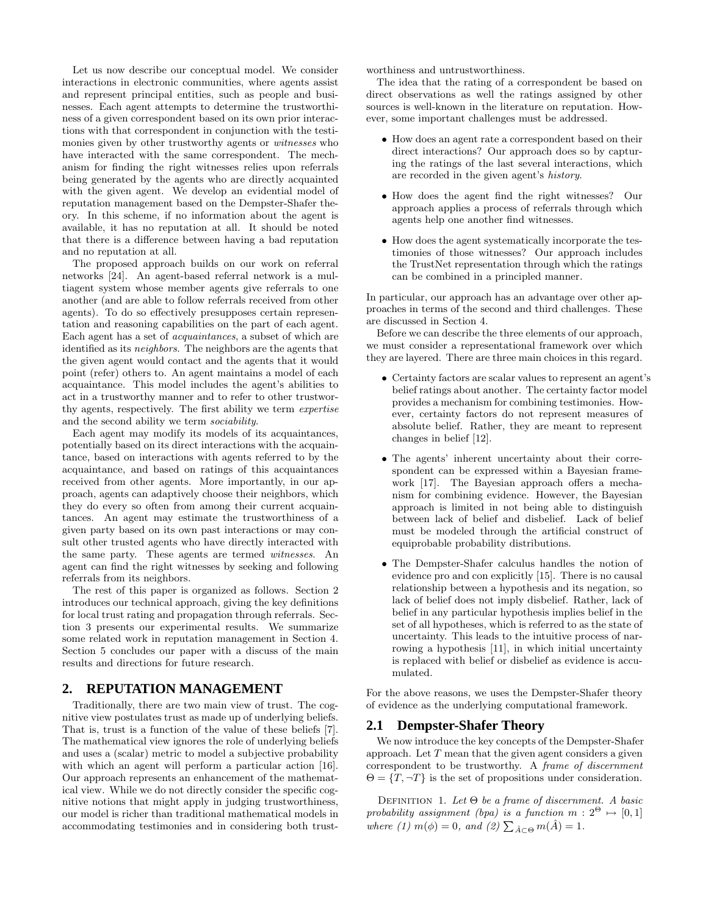Let us now describe our conceptual model. We consider interactions in electronic communities, where agents assist and represent principal entities, such as people and businesses. Each agent attempts to determine the trustworthiness of a given correspondent based on its own prior interactions with that correspondent in conjunction with the testimonies given by other trustworthy agents or *witnesses* who have interacted with the same correspondent. The mechanism for finding the right witnesses relies upon referrals being generated by the agents who are directly acquainted with the given agent. We develop an evidential model of reputation management based on the Dempster-Shafer theory. In this scheme, if no information about the agent is available, it has no reputation at all. It should be noted that there is a difference between having a bad reputation and no reputation at all.

The proposed approach builds on our work on referral networks [24]. An agent-based referral network is a multiagent system whose member agents give referrals to one another (and are able to follow referrals received from other agents). To do so effectively presupposes certain representation and reasoning capabilities on the part of each agent. Each agent has a set of *acquaintances*, a subset of which are identified as its *neighbors*. The neighbors are the agents that the given agent would contact and the agents that it would point (refer) others to. An agent maintains a model of each acquaintance. This model includes the agent's abilities to act in a trustworthy manner and to refer to other trustworthy agents, respectively. The first ability we term *expertise* and the second ability we term *sociability*.

Each agent may modify its models of its acquaintances, potentially based on its direct interactions with the acquaintance, based on interactions with agents referred to by the acquaintance, and based on ratings of this acquaintances received from other agents. More importantly, in our approach, agents can adaptively choose their neighbors, which they do every so often from among their current acquaintances. An agent may estimate the trustworthiness of a given party based on its own past interactions or may consult other trusted agents who have directly interacted with the same party. These agents are termed *witnesses*. An agent can find the right witnesses by seeking and following referrals from its neighbors.

The rest of this paper is organized as follows. Section 2 introduces our technical approach, giving the key definitions for local trust rating and propagation through referrals. Section 3 presents our experimental results. We summarize some related work in reputation management in Section 4. Section 5 concludes our paper with a discuss of the main results and directions for future research.

## 2. REPUTATION MANAGEMENT

Traditionally, there are two main view of trust. The cognitive view postulates trust as made up of underlying beliefs. That is, trust is a function of the value of these beliefs [7]. The mathematical view ignores the role of underlying beliefs and uses a (scalar) metric to model a subjective probability with which an agent will perform a particular action [16]. Our approach represents an enhancement of the mathematical view. While we do not directly consider the specific cognitive notions that might apply in judging trustworthiness, our model is richer than traditional mathematical models in accommodating testimonies and in considering both trustworthiness and untrustworthiness.

The idea that the rating of a correspondent be based on direct observations as well the ratings assigned by other sources is well-known in the literature on reputation. However, some important challenges must be addressed.

- How does an agent rate a correspondent based on their direct interactions? Our approach does so by capturing the ratings of the last several interactions, which are recorded in the given agent's *history*.
- How does the agent find the right witnesses? Our approach applies a process of referrals through which agents help one another find witnesses.
- How does the agent systematically incorporate the testimonies of those witnesses? Our approach includes the TrustNet representation through which the ratings can be combined in a principled manner.

In particular, our approach has an advantage over other approaches in terms of the second and third challenges. These are discussed in Section 4.

Before we can describe the three elements of our approach, we must consider a representational framework over which they are layered. There are three main choices in this regard.

- Certainty factors are scalar values to represent an agent's belief ratings about another. The certainty factor model provides a mechanism for combining testimonies. However, certainty factors do not represent measures of absolute belief. Rather, they are meant to represent changes in belief [12].
- The agents' inherent uncertainty about their correspondent can be expressed within a Bayesian framework [17]. The Bayesian approach offers a mechanism for combining evidence. However, the Bayesian approach is limited in not being able to distinguish between lack of belief and disbelief. Lack of belief must be modeled through the artificial construct of equiprobable probability distributions.
- The Dempster-Shafer calculus handles the notion of evidence pro and con explicitly [15]. There is no causal relationship between a hypothesis and its negation, so lack of belief does not imply disbelief. Rather, lack of belief in any particular hypothesis implies belief in the set of all hypotheses, which is referred to as the state of uncertainty. This leads to the intuitive process of narrowing a hypothesis [11], in which initial uncertainty is replaced with belief or disbelief as evidence is accumulated.

For the above reasons, we uses the Dempster-Shafer theory of evidence as the underlying computational framework.

### 2.1 Dempster-Shafer Theory

We now introduce the key concepts of the Dempster-Shafer approach. Let $T$ mean that the given agent considers a given correspondent to be trustworthy. A *frame of discernment* $\Theta = \{T, \neg T\}$ is the set of propositions under consideration.

Definition 1. *Let $\Theta$ be a frame of discernment. A basic probability assignment (bpa) is a function $m : 2^{\Theta} \mapsto [0, 1]$ where (1) $m(\phi) = 0$, and (2) $\sum_{\hat{A} \subseteq \Theta} m(\hat{A}) = 1$.*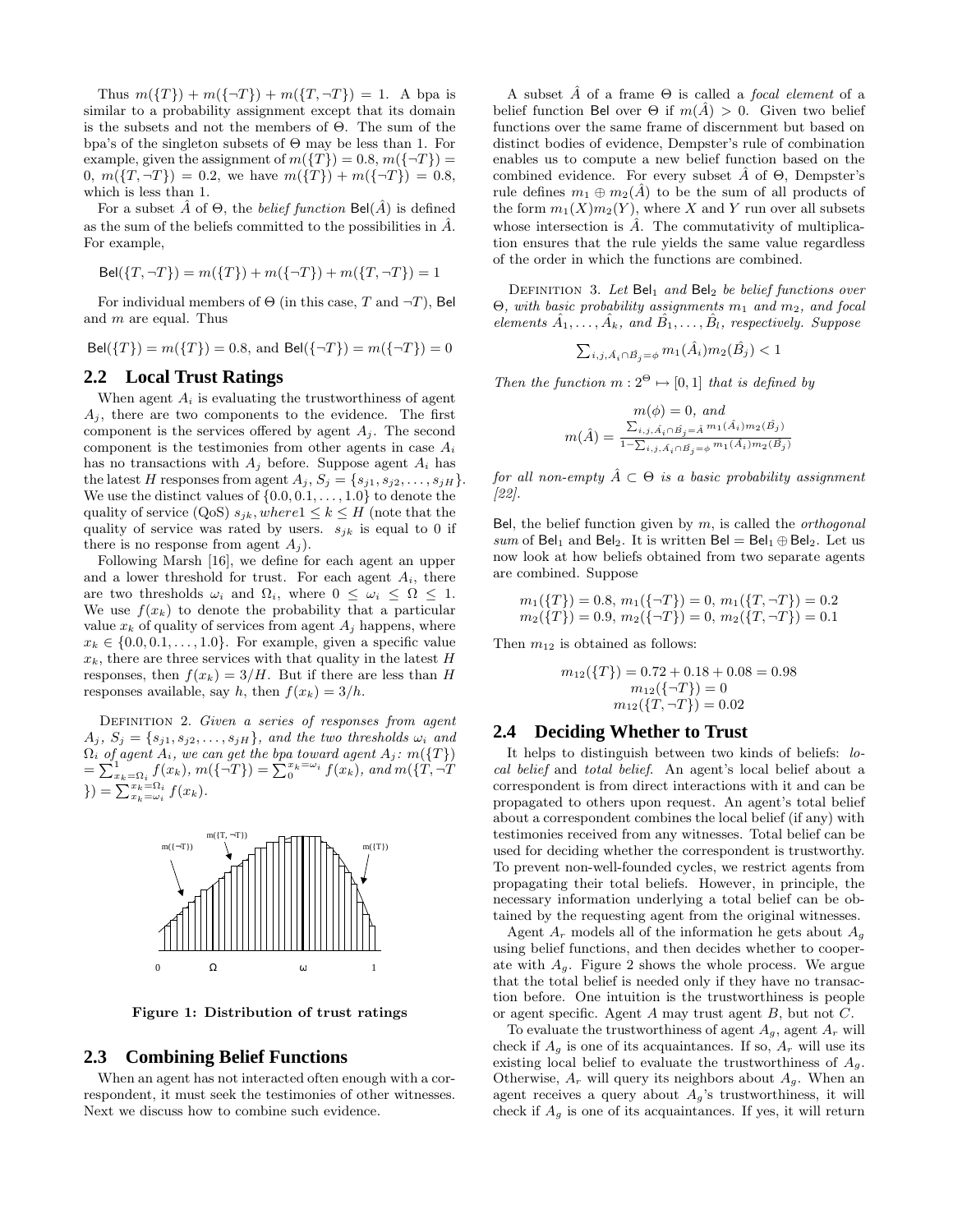Thus $m(\{T\}) + m(\{\neg T\}) + m(\{T, \neg T\}) = 1$. A bpa is similar to a probability assignment except that its domain is the subsets and not the members of $\Theta$. The sum of the bpa's of the singleton subsets of $\Theta$ may be less than 1. For example, given the assignment of $m(\{T\}) = 0.8$, $m(\{\neg T\}) = 0$, $m(\{T, \neg T\}) = 0.2$, we have $m(\{T\}) + m(\{\neg T\}) = 0.8$, which is less than 1.

For a subset $\hat{A}$ of $\Theta$, the *belief function* $\mathsf{Bel}(\hat{A})$ is defined as the sum of the beliefs committed to the possibilities in $\hat{A}$. For example,

$$\mathsf{Bel}(\{T, \neg T\}) = m(\{T\}) + m(\{\neg T\}) + m(\{T, \neg T\}) = 1$$

For individual members of $\Theta$ (in this case, $T$ and $\neg T$), $\mathsf{Bel}$ and $m$ are equal. Thus

$$\mathsf{Bel}(\{T\}) = m(\{T\}) = 0.8, \text{ and } \mathsf{Bel}(\{\neg T\}) = m(\{\neg T\}) = 0$$

## 2.2 Local Trust Ratings

When agent $A_i$ is evaluating the trustworthiness of agent $A_j$, there are two components to the evidence. The first component is the services offered by agent $A_j$. The second component is the testimonies from other agents in case $A_i$ has no transactions with $A_j$ before. Suppose agent $A_i$ has the latest $H$ responses from agent $A_j$, $S_j = \{s_{j1}, s_{j2}, \ldots, s_{jH}\}$. We use the distinct values of $\{0.0, 0.1, \ldots, 1.0\}$ to denote the quality of service (QoS) $s_{jk}, where 1 \leq k \leq H$ (note that the quality of service was rated by users. $s_{jk}$ is equal to 0 if there is no response from agent $A_j$).

Following Marsh [16], we define for each agent an upper and a lower threshold for trust. For each agent $A_i$, there are two thresholds $\omega_i$ and $\Omega_i$, where $0 \leq \omega_i \leq \Omega \leq 1$. We use $f(x_k)$ to denote the probability that a particular value $x_k$ of quality of services from agent $A_j$ happens, where $x_k \in \{0.0, 0.1, \ldots, 1.0\}$. For example, given a specific value $x_k$, there are three services with that quality in the latest $H$ responses, then $f(x_k) = 3/H$. But if there are less than $H$ responses available, say $h$, then $f(x_k) = 3/h$.

Definition 2. *Given a series of responses from agent $A_j$, $S_j = \{s_{j1}, s_{j2}, \ldots, s_{jH}\}$, and the two thresholds $\omega_i$ and $\Omega_i$ of agent $A_i$, we can get the bpa toward agent $A_j$: $m(\{T\}) = \sum_{x_k=\Omega_i}^{1} f(x_k)$, $m(\{\neg T\}) = \sum_{0}^{x_k=\omega_i} f(x_k)$, and $m(\{T, \neg T\}) = \sum_{x_k=\omega_i}^{x_k=\Omega_i} f(x_k)$.*

**Figure 1: Distribution of trust ratings**

## 2.3 Combining Belief Functions

When an agent has not interacted often enough with a correspondent, it must seek the testimonies of other witnesses. Next we discuss how to combine such evidence.

A subset $\hat{A}$ of a frame $\Theta$ is called a *focal element* of a belief function $\mathsf{Bel}$ over $\Theta$ if $m(\hat{A}) > 0$. Given two belief functions over the same frame of discernment but based on distinct bodies of evidence, Dempster's rule of combination enables us to compute a new belief function based on the combined evidence. For every subset $\hat{A}$ of $\Theta$, Dempster's rule defines $m_1 \oplus m_2(\hat{A})$ to be the sum of all products of the form $m_1(X)m_2(Y)$, where $X$ and $Y$ run over all subsets whose intersection is $\hat{A}$. The commutativity of multiplication ensures that the rule yields the same value regardless of the order in which the functions are combined.

Definition 3. *Let $\mathsf{Bel}_1$ and $\mathsf{Bel}_2$ be belief functions over $\Theta$, with basic probability assignments $m_1$ and $m_2$, and focal elements $\hat{A}_1, \ldots, \hat{A}_k$, and $\hat{B}_1, \ldots, \hat{B}_l$, respectively. Suppose*

$$\sum_{i,j,\hat{A}_i \cap \hat{B}_j = \phi} m_1(\hat{A}_i)m_2(\hat{B}_j) < 1$$

*Then the function $m : 2^\Theta \mapsto [0,1]$ that is defined by*

$$m(\phi) = 0, \text{ and}$$

$$m(\hat{A}) = \frac{\sum_{i,j,\hat{A}_i \cap \hat{B}_j = \hat{A}} m_1(\hat{A}_i)m_2(\hat{B}_j)}{1 - \sum_{i,j,\hat{A}_i \cap \hat{B}_j = \phi} m_1(\hat{A}_i)m_2(\hat{B}_j)}$$

*for all non-empty $\hat{A} \subset \Theta$ is a basic probability assignment [22].*

$\mathsf{Bel}$, the belief function given by $m$, is called the *orthogonal sum* of $\mathsf{Bel}_1$ and $\mathsf{Bel}_2$. It is written $\mathsf{Bel} = \mathsf{Bel}_1 \oplus \mathsf{Bel}_2$. Let us now look at how beliefs obtained from two separate agents are combined. Suppose

$$m_1(\{T\}) = 0.8,\ m_1(\{\neg T\}) = 0,\ m_1(\{T, \neg T\}) = 0.2$$
$$m_2(\{T\}) = 0.9,\ m_2(\{\neg T\}) = 0,\ m_2(\{T, \neg T\}) = 0.1$$

Then $m_{12}$ is obtained as follows:

$$m_{12}(\{T\}) = 0.72 + 0.18 + 0.08 = 0.98$$
$$m_{12}(\{\neg T\}) = 0$$
$$m_{12}(\{T, \neg T\}) = 0.02$$

## 2.4 Deciding Whether to Trust

It helps to distinguish between two kinds of beliefs: *local belief* and *total belief*. An agent's local belief about a correspondent is from direct interactions with it and can be propagated to others upon request. An agent's total belief about a correspondent combines the local belief (if any) with testimonies received from any witnesses. Total belief can be used for deciding whether the correspondent is trustworthy. To prevent non-well-founded cycles, we restrict agents from propagating their total beliefs. However, in principle, the necessary information underlying a total belief can be obtained by the requesting agent from the original witnesses.

Agent $A_r$ models all of the information he gets about $A_g$ using belief functions, and then decides whether to cooperate with $A_g$. Figure 2 shows the whole process. We argue that the total belief is needed only if they have no transaction before. One intuition is the trustworthiness is people or agent specific. Agent $A$ may trust agent $B$, but not $C$.

To evaluate the trustworthiness of agent $A_g$, agent $A_r$ will check if $A_g$ is one of its acquaintances. If so, $A_r$ will use its existing local belief to evaluate the trustworthiness of $A_g$. Otherwise, $A_r$ will query its neighbors about $A_g$. When an agent receives a query about $A_g$'s trustworthiness, it will check if $A_g$ is one of its acquaintances. If yes, it will return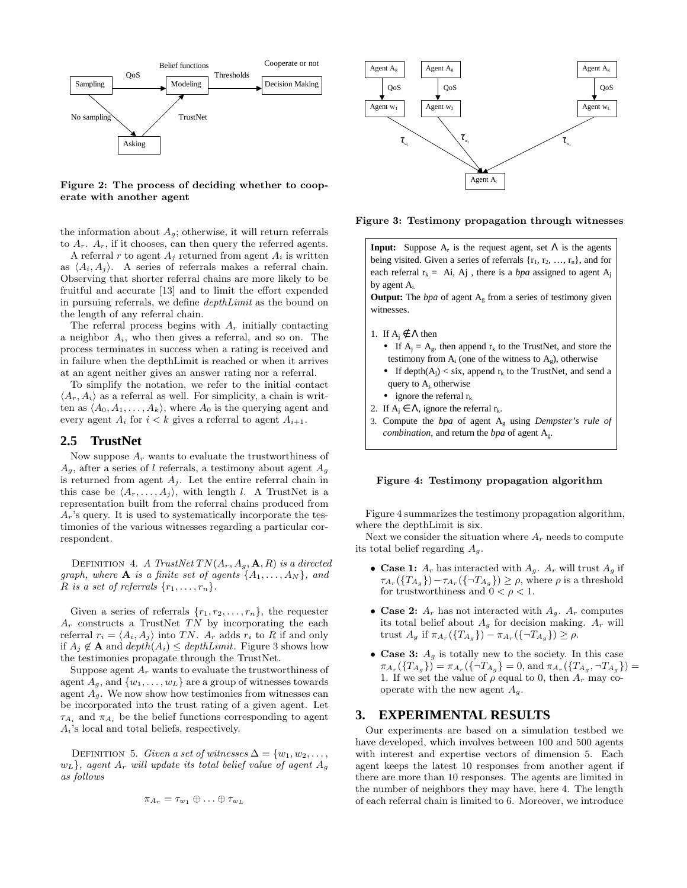Figure 2: The process of deciding whether to cooperate with another agent

the information about $A_g$; otherwise, it will return referrals to $A_r$. $A_r$, if it chooses, can then query the referred agents.

A referral $r$ to agent $A_j$ returned from agent $A_i$ is written as $\langle A_i, A_j \rangle$. A series of referrals makes a referral chain. Observing that shorter referral chains are more likely to be fruitful and accurate [13] and to limit the effort expended in pursuing referrals, we define *depthLimit* as the bound on the length of any referral chain.

The referral process begins with $A_r$ initially contacting a neighbor $A_i$, who then gives a referral, and so on. The process terminates in success when a rating is received and in failure when the depthLimit is reached or when it arrives at an agent neither gives an answer rating nor a referral.

To simplify the notation, we refer to the initial contact $\langle A_r, A_i \rangle$ as a referral as well. For simplicity, a chain is written as $\langle A_0, A_1, \ldots, A_k \rangle$, where $A_0$ is the querying agent and every agent $A_i$ for $i < k$ gives a referral to agent $A_{i+1}$.

## 2.5 TrustNet

Now suppose $A_r$ wants to evaluate the trustworthiness of $A_g$, after a series of $l$ referrals, a testimony about agent $A_g$ is returned from agent $A_j$. Let the entire referral chain in this case be $\langle A_r, \ldots, A_j \rangle$, with length $l$. A TrustNet is a representation built from the referral chains produced from $A_r$'s query. It is used to systematically incorporate the testimonies of the various witnesses regarding a particular correspondent.

Definition 4. *A TrustNet $TN(A_r, A_g, \mathbf{A}, R)$ is a directed graph, where $\mathbf{A}$ is a finite set of agents $\{A_1, \ldots, A_N\}$, and $R$ is a set of referrals $\{r_1, \ldots, r_n\}$.*

Given a series of referrals $\{r_1, r_2, \ldots, r_n\}$, the requester $A_r$ constructs a TrustNet $TN$ by incorporating the each referral $r_i = \langle A_i, A_j \rangle$ into $TN$. $A_r$ adds $r_i$ to $R$ if and only if $A_j \notin \mathbf{A}$ and $depth(A_i) \leq depthLimit$. Figure 3 shows how the testimonies propagate through the TrustNet.

Suppose agent $A_r$ wants to evaluate the trustworthiness of agent $A_g$, and $\{w_1, \ldots, w_L\}$ are a group of witnesses towards agent $A_g$. We now show how testimonies from witnesses can be incorporated into the trust rating of a given agent. Let $\tau_{A_i}$ and $\pi_{A_i}$ be the belief functions corresponding to agent $A_i$'s local and total beliefs, respectively.

Definition 5. *Given a set of witnesses $\Delta = \{w_1, w_2, \ldots, w_L\}$, agent $A_r$ will update its total belief value of agent $A_g$ as follows*

$$\pi_{A_r} = \tau_{w_1} \oplus \ldots \oplus \tau_{w_L}$$

Figure 3: Testimony propagation through witnesses

**Input:** Suppose $A_r$ is the request agent, set $\Lambda$ is the agents being visited. Given a series of referrals $\{r_1, r_2, \ldots, r_n\}$, and for each referral $r_k = A_i, A_j$, there is a *bpa* assigned to agent $A_j$ by agent $A_i$.

**Output:** The *bpa* of agent $A_g$ from a series of testimony given witnesses.

1. If $A_j \notin \Lambda$ then
   - If $A_j = A_g$, then append $r_k$ to the TrustNet, and store the testimony from $A_i$ (one of the witness to $A_g$), otherwise
   - If depth($A_j$) < six, append $r_k$ to the TrustNet, and send a query to $A_j$, otherwise
   - ignore the referral $r_k$.
2. If $A_j \in \Lambda$, ignore the referral $r_k$.
3. Compute the *bpa* of agent $A_g$ using *Dempster's rule of combination*, and return the *bpa* of agent $A_g$.

Figure 4: Testimony propagation algorithm

Figure 4 summarizes the testimony propagation algorithm, where the depthLimit is six.

Next we consider the situation where $A_r$ needs to compute its total belief regarding $A_g$.

- **Case 1:** $A_r$ has interacted with $A_g$. $A_r$ will trust $A_g$ if $\tau_{A_r}(\{T_{A_g}\}) - \tau_{A_r}(\{\neg T_{A_g}\}) \geq \rho$, where $\rho$ is a threshold for trustworthiness and $0 < \rho < 1$.
- **Case 2:** $A_r$ has not interacted with $A_g$. $A_r$ computes its total belief about $A_g$ for decision making. $A_r$ will trust $A_g$ if $\pi_{A_r}(\{T_{A_g}\}) - \pi_{A_r}(\{\neg T_{A_g}\}) \geq \rho$.
- **Case 3:** $A_g$ is totally new to the society. In this case $\pi_{A_r}(\{T_{A_g}\}) = \pi_{A_r}(\{\neg T_{A_g}\}) = 0$, and $\pi_{A_r}(\{T_{A_g}, \neg T_{A_g}\}) = 1$. If we set the value of $\rho$ equal to 0, then $A_r$ may cooperate with the new agent $A_g$.

# 3. EXPERIMENTAL RESULTS

Our experiments are based on a simulation testbed we have developed, which involves between 100 and 500 agents with interest and expertise vectors of dimension 5. Each agent keeps the latest 10 responses from another agent if there are more than 10 responses. The agents are limited in the number of neighbors they may have, here 4. The length of each referral chain is limited to 6. Moreover, we introduce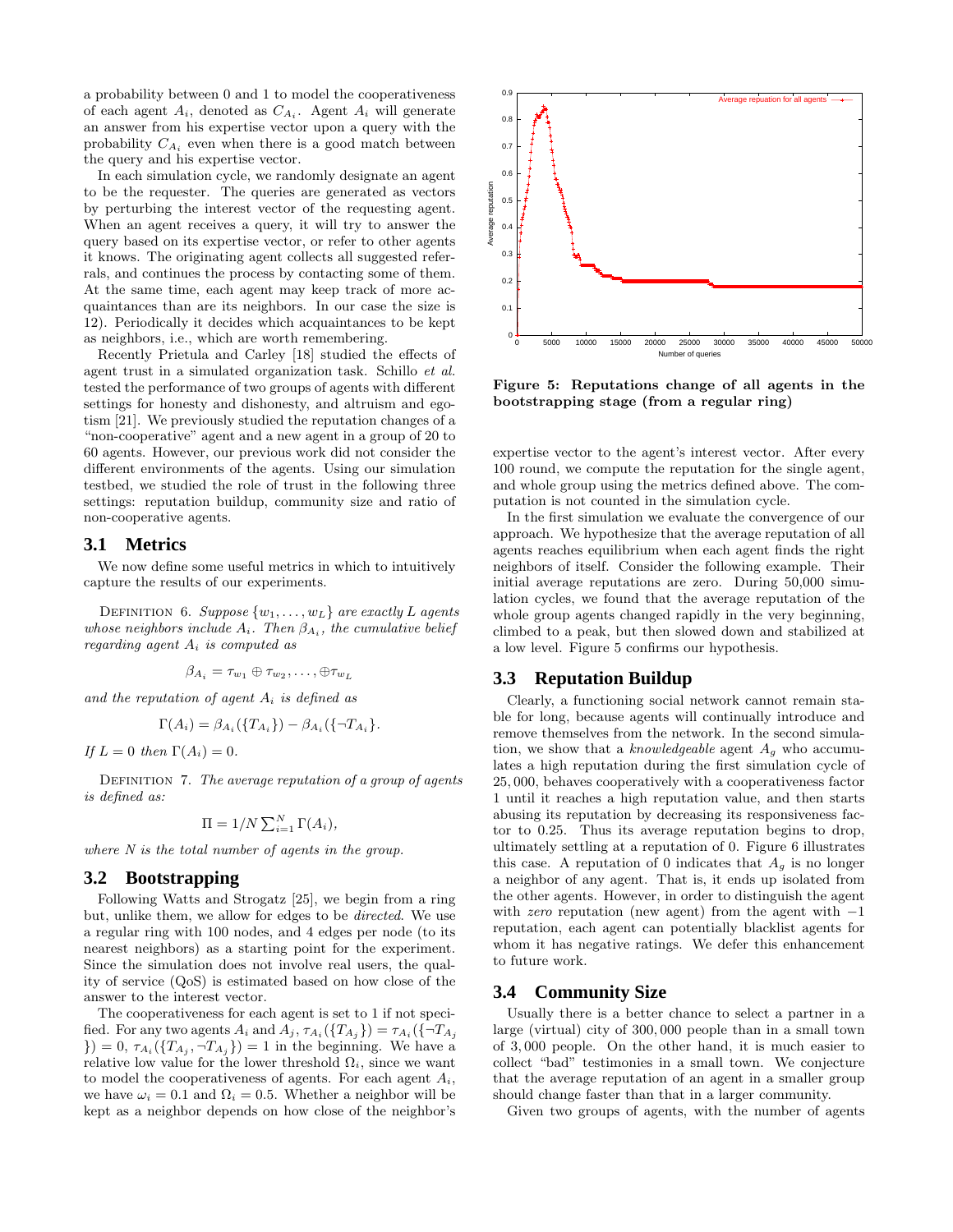a probability between 0 and 1 to model the cooperativeness of each agent $A_i$, denoted as $C_{A_i}$. Agent $A_i$ will generate an answer from his expertise vector upon a query with the probability $C_{A_i}$ even when there is a good match between the query and his expertise vector.

In each simulation cycle, we randomly designate an agent to be the requester. The queries are generated as vectors by perturbing the interest vector of the requesting agent. When an agent receives a query, it will try to answer the query based on its expertise vector, or refer to other agents it knows. The originating agent collects all suggested referrals, and continues the process by contacting some of them. At the same time, each agent may keep track of more acquaintances than are its neighbors. In our case the size is 12). Periodically it decides which acquaintances to be kept as neighbors, i.e., which are worth remembering.

Recently Prietula and Carley [18] studied the effects of agent trust in a simulated organization task. Schillo *et al.* tested the performance of two groups of agents with different settings for honesty and dishonesty, and altruism and egotism [21]. We previously studied the reputation changes of a "non-cooperative" agent and a new agent in a group of 20 to 60 agents. However, our previous work did not consider the different environments of the agents. Using our simulation testbed, we studied the role of trust in the following three settings: reputation buildup, community size and ratio of non-cooperative agents.

## 3.1 Metrics

We now define some useful metrics in which to intuitively capture the results of our experiments.

Definition 6. *Suppose $\{w_1, \ldots, w_L\}$ are exactly $L$ agents whose neighbors include $A_i$. Then $\beta_{A_i}$, the cumulative belief regarding agent $A_i$ is computed as*

$$\beta_{A_i} = \tau_{w_1} \oplus \tau_{w_2}, \ldots, \oplus \tau_{w_L}$$

*and the reputation of agent $A_i$ is defined as*

$$\Gamma(A_i) = \beta_{A_i}(\{T_{A_i}\}) - \beta_{A_i}(\{\neg T_{A_i}\}.$$

*If $L = 0$ then $\Gamma(A_i) = 0$.*

Definition 7. *The average reputation of a group of agents is defined as:*

$$\Pi = 1/N \sum_{i=1}^{N} \Gamma(A_i),$$

*where $N$ is the total number of agents in the group.*

## 3.2 Bootstrapping

Following Watts and Strogatz [25], we begin from a ring but, unlike them, we allow for edges to be *directed*. We use a regular ring with 100 nodes, and 4 edges per node (to its nearest neighbors) as a starting point for the experiment. Since the simulation does not involve real users, the quality of service (QoS) is estimated based on how close of the answer to the interest vector.

The cooperativeness for each agent is set to 1 if not specified. For any two agents $A_i$ and $A_j$, $\tau_{A_i}(\{T_{A_j}\}) = \tau_{A_i}(\{\neg T_{A_j}\}) = 0$, $\tau_{A_i}(\{T_{A_j}, \neg T_{A_j}\}) = 1$ in the beginning. We have a relative low value for the lower threshold $\Omega_i$, since we want to model the cooperativeness of agents. For each agent $A_i$, we have $\omega_i = 0.1$ and $\Omega_i = 0.5$. Whether a neighbor will be kept as a neighbor depends on how close of the neighbor's expertise vector to the agent's interest vector. After every 100 round, we compute the reputation for the single agent, and whole group using the metrics defined above. The computation is not counted in the simulation cycle.

**Figure 5: Reputations change of all agents in the bootstrapping stage (from a regular ring)**

In the first simulation we evaluate the convergence of our approach. We hypothesize that the average reputation of all agents reaches equilibrium when each agent finds the right neighbors of itself. Consider the following example. Their initial average reputations are zero. During 50,000 simulation cycles, we found that the average reputation of the whole group agents changed rapidly in the very beginning, climbed to a peak, but then slowed down and stabilized at a low level. Figure 5 confirms our hypothesis.

## 3.3 Reputation Buildup

Clearly, a functioning social network cannot remain stable for long, because agents will continually introduce and remove themselves from the network. In the second simulation, we show that a *knowledgeable* agent $A_g$ who accumulates a high reputation during the first simulation cycle of 25,000, behaves cooperatively with a cooperativeness factor 1 until it reaches a high reputation value, and then starts abusing its reputation by decreasing its responsiveness factor to 0.25. Thus its average reputation begins to drop, ultimately settling at a reputation of 0. Figure 6 illustrates this case. A reputation of 0 indicates that $A_g$ is no longer a neighbor of any agent. That is, it ends up isolated from the other agents. However, in order to distinguish the agent with *zero* reputation (new agent) from the agent with $-1$ reputation, each agent can potentially blacklist agents for whom it has negative ratings. We defer this enhancement to future work.

## 3.4 Community Size

Usually there is a better chance to select a partner in a large (virtual) city of 300,000 people than in a small town of 3,000 people. On the other hand, it is much easier to collect "bad" testimonies in a small town. We conjecture that the average reputation of an agent in a smaller group should change faster than that in a larger community.

Given two groups of agents, with the number of agents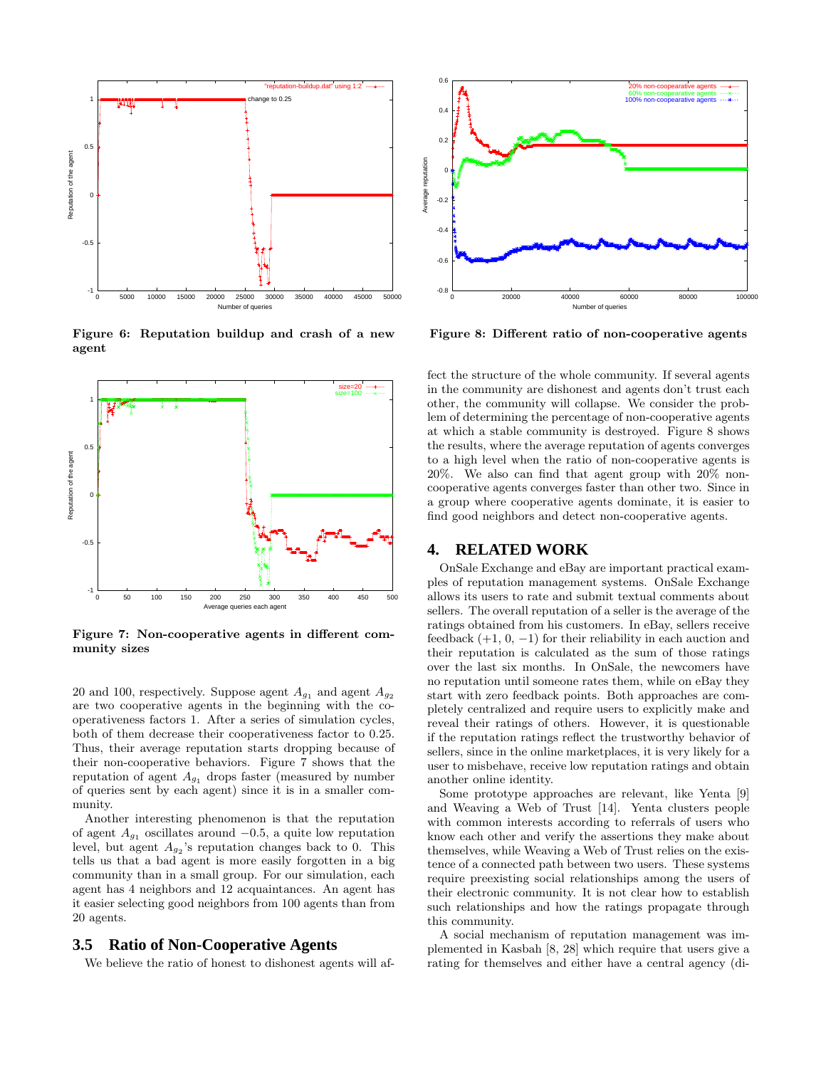Figure 6: Reputation buildup and crash of a new agent

Figure 7: Non-cooperative agents in different community sizes

20 and 100, respectively. Suppose agent $A_{g_1}$ and agent $A_{g_2}$ are two cooperative agents in the beginning with the cooperativeness factors 1. After a series of simulation cycles, both of them decrease their cooperativeness factor to 0.25. Thus, their average reputation starts dropping because of their non-cooperative behaviors. Figure 7 shows that the reputation of agent $A_{g_1}$ drops faster (measured by number of queries sent by each agent) since it is in a smaller community.

Another interesting phenomenon is that the reputation of agent $A_{g_1}$ oscillates around $-0.5$, a quite low reputation level, but agent $A_{g_2}$'s reputation changes back to 0. This tells us that a bad agent is more easily forgotten in a big community than in a small group. For our simulation, each agent has 4 neighbors and 12 acquaintances. An agent has it easier selecting good neighbors from 100 agents than from 20 agents.

### 3.5 Ratio of Non-Cooperative Agents

We believe the ratio of honest to dishonest agents will affect the structure of the whole community. If several agents in the community are dishonest and agents don't trust each other, the community will collapse. We consider the problem of determining the percentage of non-cooperative agents at which a stable community is destroyed. Figure 8 shows the results, where the average reputation of agents converges to a high level when the ratio of non-cooperative agents is 20%. We also can find that agent group with 20% non-cooperative agents converges faster than other two. Since in a group where cooperative agents dominate, it is easier to find good neighbors and detect non-cooperative agents.

Figure 8: Different ratio of non-cooperative agents

## 4. RELATED WORK

OnSale Exchange and eBay are important practical examples of reputation management systems. OnSale Exchange allows its users to rate and submit textual comments about sellers. The overall reputation of a seller is the average of the ratings obtained from his customers. In eBay, sellers receive feedback (+1, 0, −1) for their reliability in each auction and their reputation is calculated as the sum of those ratings over the last six months. In OnSale, the newcomers have no reputation until someone rates them, while on eBay they start with zero feedback points. Both approaches are completely centralized and require users to explicitly make and reveal their ratings of others. However, it is questionable if the reputation ratings reflect the trustworthy behavior of sellers, since in the online marketplaces, it is very likely for a user to misbehave, receive low reputation ratings and obtain another online identity.

Some prototype approaches are relevant, like Yenta [9] and Weaving a Web of Trust [14]. Yenta clusters people with common interests according to referrals of users who know each other and verify the assertions they make about themselves, while Weaving a Web of Trust relies on the existence of a connected path between two users. These systems require preexisting social relationships among the users of their electronic community. It is not clear how to establish such relationships and how the ratings propagate through this community.

A social mechanism of reputation management was implemented in Kasbah [8, 28] which require that users give a rating for themselves and either have a central agency (di-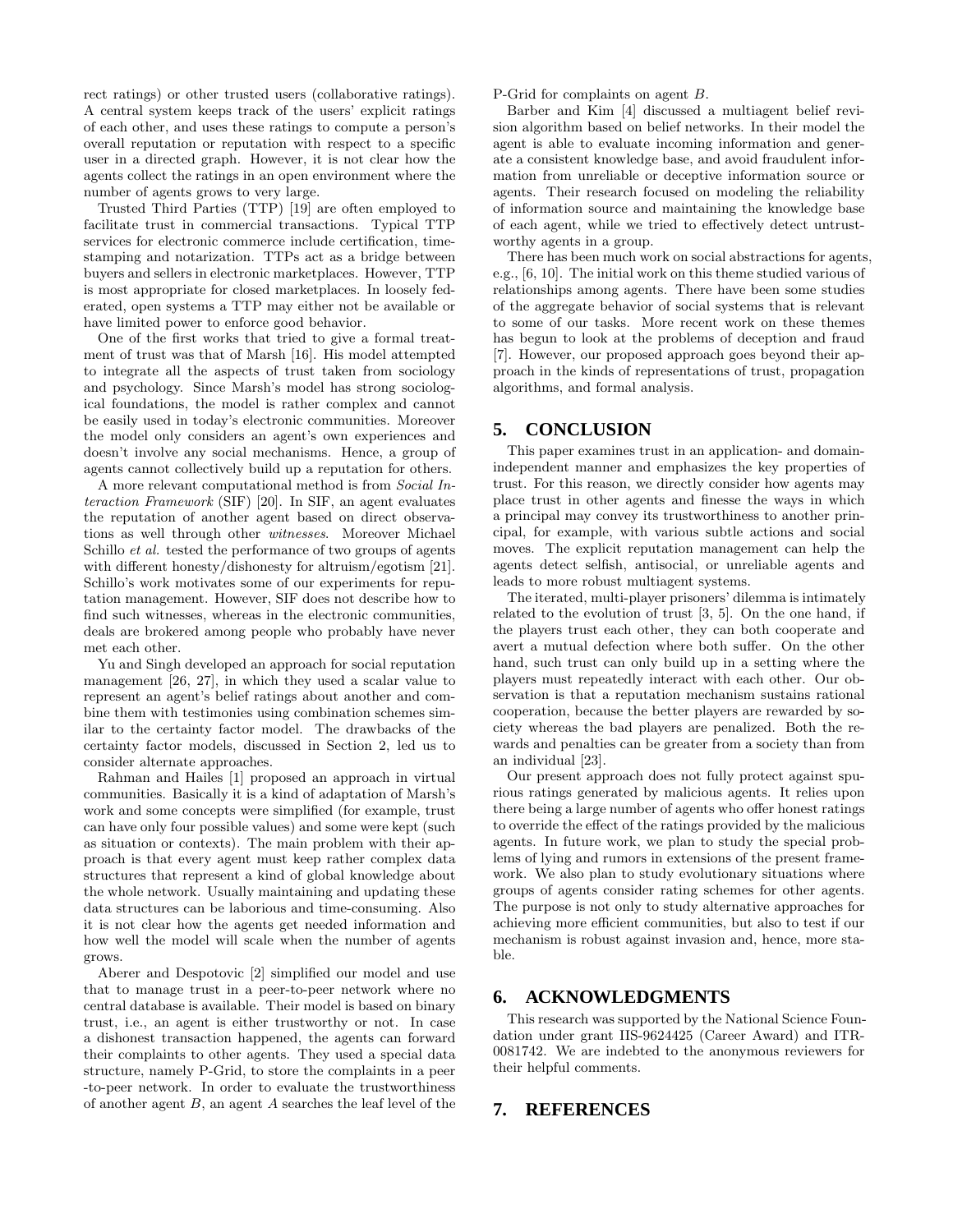rect ratings) or other trusted users (collaborative ratings). A central system keeps track of the users' explicit ratings of each other, and uses these ratings to compute a person's overall reputation or reputation with respect to a specific user in a directed graph. However, it is not clear how the agents collect the ratings in an open environment where the number of agents grows to very large.

Trusted Third Parties (TTP) [19] are often employed to facilitate trust in commercial transactions. Typical TTP services for electronic commerce include certification, time-stamping and notarization. TTPs act as a bridge between buyers and sellers in electronic marketplaces. However, TTP is most appropriate for closed marketplaces. In loosely federated, open systems a TTP may either not be available or have limited power to enforce good behavior.

One of the first works that tried to give a formal treatment of trust was that of Marsh [16]. His model attempted to integrate all the aspects of trust taken from sociology and psychology. Since Marsh's model has strong sociological foundations, the model is rather complex and cannot be easily used in today's electronic communities. Moreover the model only considers an agent's own experiences and doesn't involve any social mechanisms. Hence, a group of agents cannot collectively build up a reputation for others.

A more relevant computational method is from *Social Interaction Framework* (SIF) [20]. In SIF, an agent evaluates the reputation of another agent based on direct observations as well through other *witnesses*. Moreover Michael Schillo *et al.* tested the performance of two groups of agents with different honesty/dishonesty for altruism/egotism [21]. Schillo's work motivates some of our experiments for reputation management. However, SIF does not describe how to find such witnesses, whereas in the electronic communities, deals are brokered among people who probably have never met each other.

Yu and Singh developed an approach for social reputation management [26, 27], in which they used a scalar value to represent an agent's belief ratings about another and combine them with testimonies using combination schemes similar to the certainty factor model. The drawbacks of the certainty factor models, discussed in Section 2, led us to consider alternate approaches.

Rahman and Hailes [1] proposed an approach in virtual communities. Basically it is a kind of adaptation of Marsh's work and some concepts were simplified (for example, trust can have only four possible values) and some were kept (such as situation or contexts). The main problem with their approach is that every agent must keep rather complex data structures that represent a kind of global knowledge about the whole network. Usually maintaining and updating these data structures can be laborious and time-consuming. Also it is not clear how the agents get needed information and how well the model will scale when the number of agents grows.

Aberer and Despotovic [2] simplified our model and use that to manage trust in a peer-to-peer network where no central database is available. Their model is based on binary trust, i.e., an agent is either trustworthy or not. In case a dishonest transaction happened, the agents can forward their complaints to other agents. They used a special data structure, namely P-Grid, to store the complaints in a peer -to-peer network. In order to evaluate the trustworthiness of another agent $B$, an agent $A$ searches the leaf level of the P-Grid for complaints on agent $B$.

Barber and Kim [4] discussed a multiagent belief revision algorithm based on belief networks. In their model the agent is able to evaluate incoming information and generate a consistent knowledge base, and avoid fraudulent information from unreliable or deceptive information source or agents. Their research focused on modeling the reliability of information source and maintaining the knowledge base of each agent, while we tried to effectively detect untrustworthy agents in a group.

There has been much work on social abstractions for agents, e.g., [6, 10]. The initial work on this theme studied various of relationships among agents. There have been some studies of the aggregate behavior of social systems that is relevant to some of our tasks. More recent work on these themes has begun to look at the problems of deception and fraud [7]. However, our proposed approach goes beyond their approach in the kinds of representations of trust, propagation algorithms, and formal analysis.

## 5. CONCLUSION

This paper examines trust in an application- and domain-independent manner and emphasizes the key properties of trust. For this reason, we directly consider how agents may place trust in other agents and finesse the ways in which a principal may convey its trustworthiness to another principal, for example, with various subtle actions and social moves. The explicit reputation management can help the agents detect selfish, antisocial, or unreliable agents and leads to more robust multiagent systems.

The iterated, multi-player prisoners' dilemma is intimately related to the evolution of trust [3, 5]. On the one hand, if the players trust each other, they can both cooperate and avert a mutual defection where both suffer. On the other hand, such trust can only build up in a setting where the players must repeatedly interact with each other. Our observation is that a reputation mechanism sustains rational cooperation, because the better players are rewarded by society whereas the bad players are penalized. Both the rewards and penalties can be greater from a society than from an individual [23].

Our present approach does not fully protect against spurious ratings generated by malicious agents. It relies upon there being a large number of agents who offer honest ratings to override the effect of the ratings provided by the malicious agents. In future work, we plan to study the special problems of lying and rumors in extensions of the present framework. We also plan to study evolutionary situations where groups of agents consider rating schemes for other agents. The purpose is not only to study alternative approaches for achieving more efficient communities, but also to test if our mechanism is robust against invasion and, hence, more stable.

## 6. ACKNOWLEDGMENTS

This research was supported by the National Science Foundation under grant IIS-9624425 (Career Award) and ITR-0081742. We are indebted to the anonymous reviewers for their helpful comments.

## 7. REFERENCES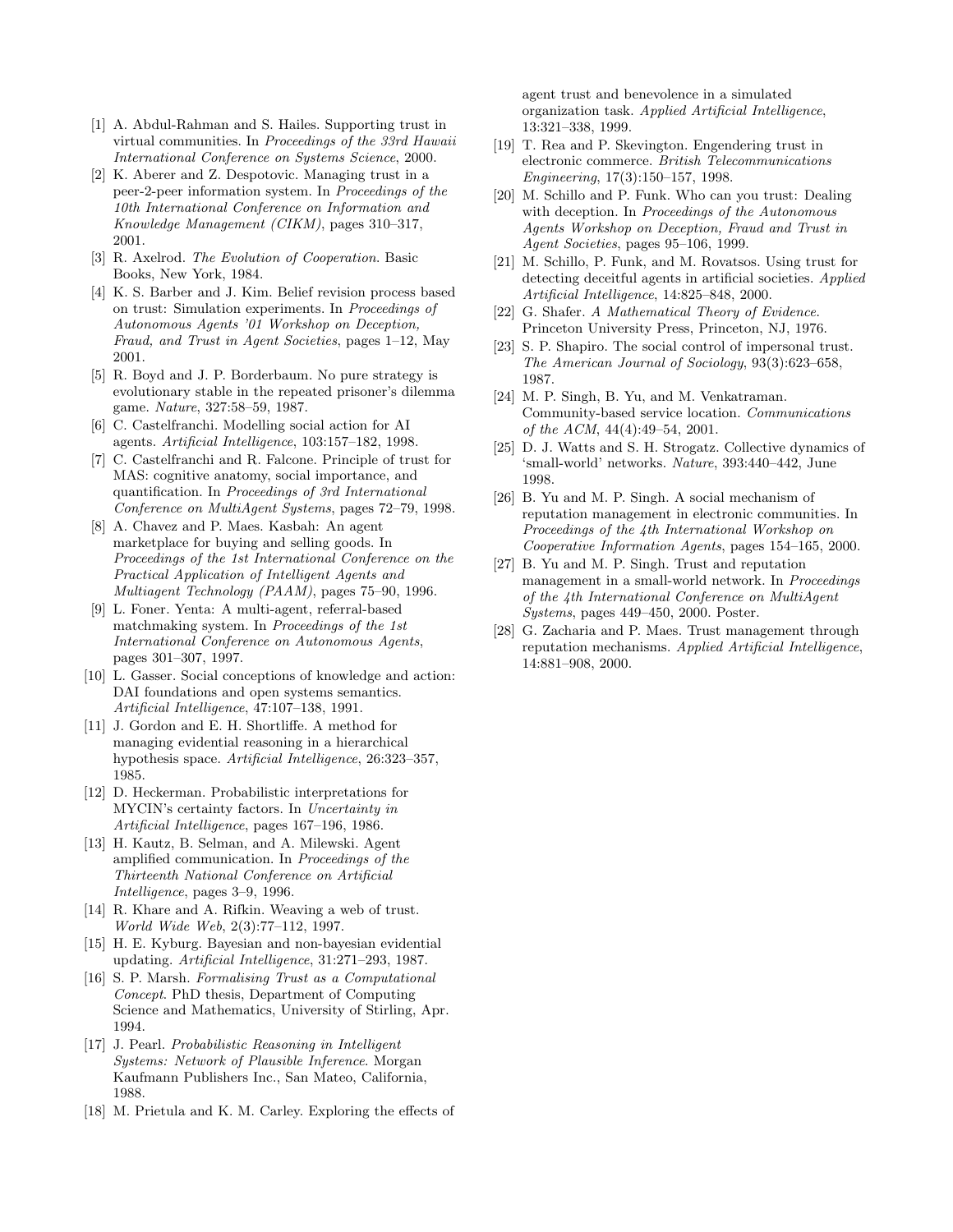[1] A. Abdul-Rahman and S. Hailes. Supporting trust in virtual communities. In *Proceedings of the 33rd Hawaii International Conference on Systems Science*, 2000.

[2] K. Aberer and Z. Despotovic. Managing trust in a peer-2-peer information system. In *Proceedings of the 10th International Conference on Information and Knowledge Management (CIKM)*, pages 310–317, 2001.

[3] R. Axelrod. *The Evolution of Cooperation*. Basic Books, New York, 1984.

[4] K. S. Barber and J. Kim. Belief revision process based on trust: Simulation experiments. In *Proceedings of Autonomous Agents '01 Workshop on Deception, Fraud, and Trust in Agent Societies*, pages 1–12, May 2001.

[5] R. Boyd and J. P. Borderbaum. No pure strategy is evolutionary stable in the repeated prisoner's dilemma game. *Nature*, 327:58–59, 1987.

[6] C. Castelfranchi. Modelling social action for AI agents. *Artificial Intelligence*, 103:157–182, 1998.

[7] C. Castelfranchi and R. Falcone. Principle of trust for MAS: cognitive anatomy, social importance, and quantification. In *Proceedings of 3rd International Conference on MultiAgent Systems*, pages 72–79, 1998.

[8] A. Chavez and P. Maes. Kasbah: An agent marketplace for buying and selling goods. In *Proceedings of the 1st International Conference on the Practical Application of Intelligent Agents and Multiagent Technology (PAAM)*, pages 75–90, 1996.

[9] L. Foner. Yenta: A multi-agent, referral-based matchmaking system. In *Proceedings of the 1st International Conference on Autonomous Agents*, pages 301–307, 1997.

[10] L. Gasser. Social conceptions of knowledge and action: DAI foundations and open systems semantics. *Artificial Intelligence*, 47:107–138, 1991.

[11] J. Gordon and E. H. Shortliffe. A method for managing evidential reasoning in a hierarchical hypothesis space. *Artificial Intelligence*, 26:323–357, 1985.

[12] D. Heckerman. Probabilistic interpretations for MYCIN's certainty factors. In *Uncertainty in Artificial Intelligence*, pages 167–196, 1986.

[13] H. Kautz, B. Selman, and A. Milewski. Agent amplified communication. In *Proceedings of the Thirteenth National Conference on Artificial Intelligence*, pages 3–9, 1996.

[14] R. Khare and A. Rifkin. Weaving a web of trust. *World Wide Web*, 2(3):77–112, 1997.

[15] H. E. Kyburg. Bayesian and non-bayesian evidential updating. *Artificial Intelligence*, 31:271–293, 1987.

[16] S. P. Marsh. *Formalising Trust as a Computational Concept*. PhD thesis, Department of Computing Science and Mathematics, University of Stirling, Apr. 1994.

[17] J. Pearl. *Probabilistic Reasoning in Intelligent Systems: Network of Plausible Inference*. Morgan Kaufmann Publishers Inc., San Mateo, California, 1988.

[18] M. Prietula and K. M. Carley. Exploring the effects of agent trust and benevolence in a simulated organization task. *Applied Artificial Intelligence*, 13:321–338, 1999.

[19] T. Rea and P. Skevington. Engendering trust in electronic commerce. *British Telecommunications Engineering*, 17(3):150–157, 1998.

[20] M. Schillo and P. Funk. Who can you trust: Dealing with deception. In *Proceedings of the Autonomous Agents Workshop on Deception, Fraud and Trust in Agent Societies*, pages 95–106, 1999.

[21] M. Schillo, P. Funk, and M. Rovatsos. Using trust for detecting deceitful agents in artificial societies. *Applied Artificial Intelligence*, 14:825–848, 2000.

[22] G. Shafer. *A Mathematical Theory of Evidence*. Princeton University Press, Princeton, NJ, 1976.

[23] S. P. Shapiro. The social control of impersonal trust. *The American Journal of Sociology*, 93(3):623–658, 1987.

[24] M. P. Singh, B. Yu, and M. Venkatraman. Community-based service location. *Communications of the ACM*, 44(4):49–54, 2001.

[25] D. J. Watts and S. H. Strogatz. Collective dynamics of 'small-world' networks. *Nature*, 393:440–442, June 1998.

[26] B. Yu and M. P. Singh. A social mechanism of reputation management in electronic communities. In *Proceedings of the 4th International Workshop on Cooperative Information Agents*, pages 154–165, 2000.

[27] B. Yu and M. P. Singh. Trust and reputation management in a small-world network. In *Proceedings of the 4th International Conference on MultiAgent Systems*, pages 449–450, 2000. Poster.

[28] G. Zacharia and P. Maes. Trust management through reputation mechanisms. *Applied Artificial Intelligence*, 14:881–908, 2000.